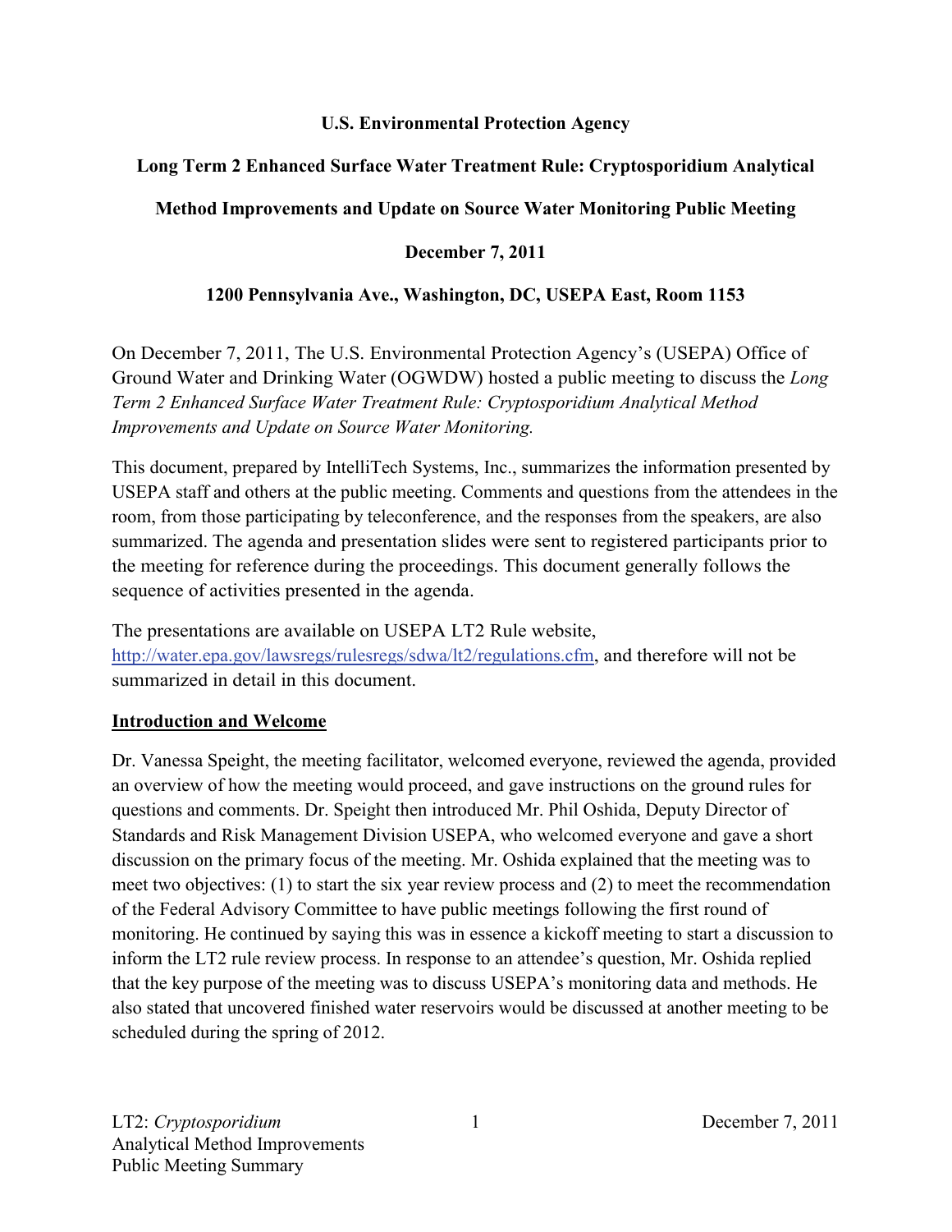**U.S. Environmental Protection Agency**

**Long Term 2 Enhanced Surface Water Treatment Rule: Cryptosporidium Analytical Method Improvements and Update on Source Water Monitoring Public Meeting**

**December 7, 2011**

**1200 Pennsylvania Ave., Washington, DC, USEPA East, Room 1153**

On December 7, 2011, The U.S. Environmental Protection Agency's (USEPA) Office of Ground Water and Drinking Water (OGWDW) hosted a public meeting to discuss the *Long Term 2 Enhanced Surface Water Treatment Rule: Cryptosporidium Analytical Method Improvements and Update on Source Water Monitoring.*

This document, prepared by IntelliTech Systems, Inc., summarizes the information presented by USEPA staff and others at the public meeting. Comments and questions from the attendees in the room, from those participating by teleconference, and the responses from the speakers, are also summarized. The agenda and presentation slides were sent to registered participants prior to the meeting for reference during the proceedings. This document generally follows the sequence of activities presented in the agenda.

The presentations are available on USEPA LT2 Rule website, [http://water.epa.gov/lawsregs/rulesregs/sdwa/lt2/regulations.cfm](http://water.epa.gov/lawsregs/rulesregs/sdwa/lt2/regulations.cfm), and therefore will not be summarized in detail in this document.

## Introduction and Welcome

Dr. Vanessa Speight, the meeting facilitator, welcomed everyone, reviewed the agenda, provided an overview of how the meeting would proceed, and gave instructions on the ground rules for questions and comments. Dr. Speight then introduced Mr. Phil Oshida, Deputy Director of Standards and Risk Management Division USEPA, who welcomed everyone and gave a short discussion on the primary focus of the meeting. Mr. Oshida explained that the meeting was to meet two objectives: (1) to start the six year review process and (2) to meet the recommendation of the Federal Advisory Committee to have public meetings following the first round of monitoring. He continued by saying this was in essence a kickoff meeting to start a discussion to inform the LT2 rule review process. In response to an attendee's question, Mr. Oshida replied that the key purpose of the meeting was to discuss USEPA's monitoring data and methods. He also stated that uncovered finished water reservoirs would be discussed at another meeting to be scheduled during the spring of 2012.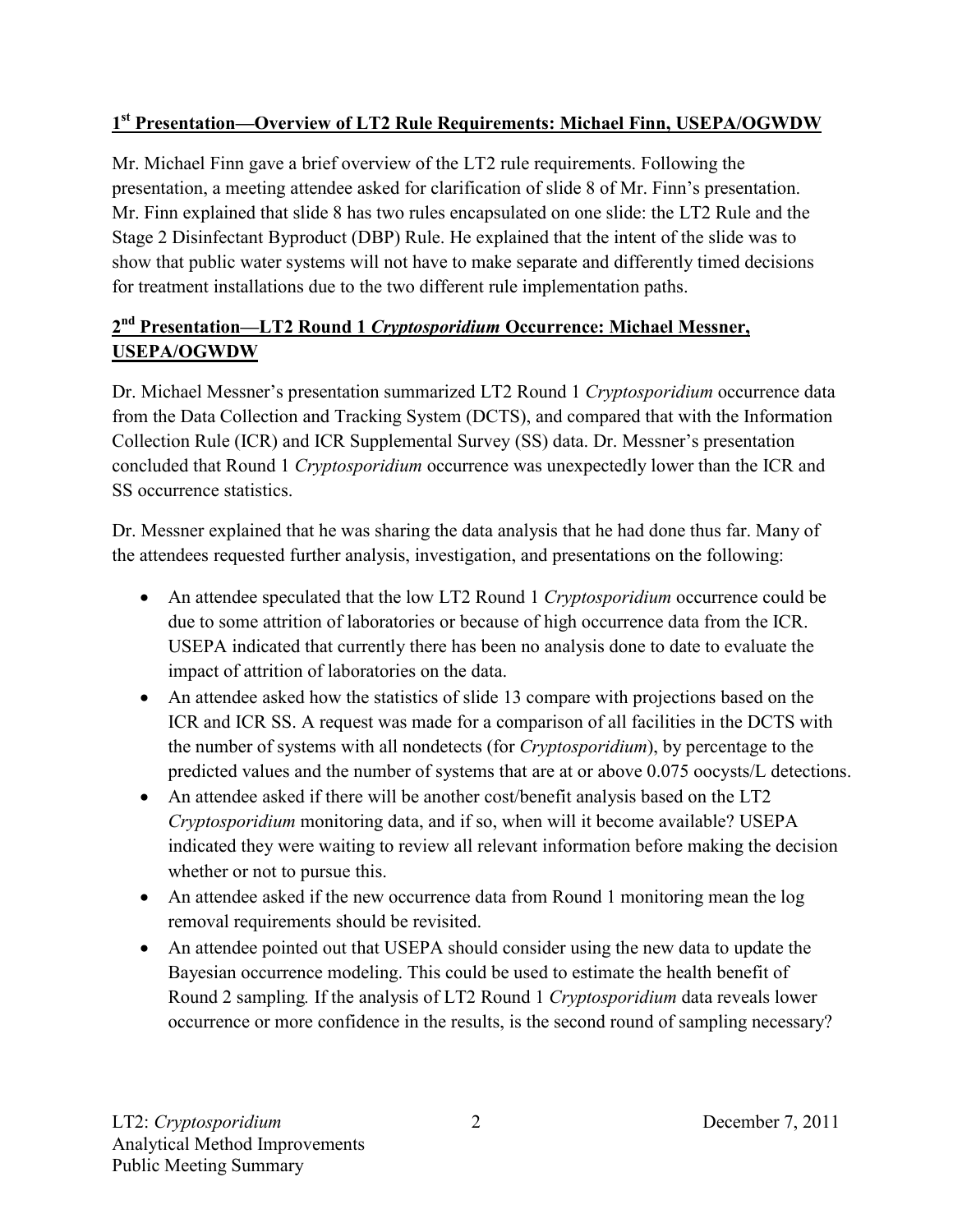**1st Presentation—Overview of LT2 Rule Requirements: Michael Finn, USEPA/OGWDW**

Mr. Michael Finn gave a brief overview of the LT2 rule requirements. Following the presentation, a meeting attendee asked for clarification of slide 8 of Mr. Finn's presentation. Mr. Finn explained that slide 8 has two rules encapsulated on one slide: the LT2 Rule and the Stage 2 Disinfectant Byproduct (DBP) Rule. He explained that the intent of the slide was to show that public water systems will not have to make separate and differently timed decisions for treatment installations due to the two different rule implementation paths.

**2nd Presentation—LT2 Round 1 *Cryptosporidium* Occurrence: Michael Messner, USEPA/OGWDW**

Dr. Michael Messner's presentation summarized LT2 Round 1 *Cryptosporidium* occurrence data from the Data Collection and Tracking System (DCTS), and compared that with the Information Collection Rule (ICR) and ICR Supplemental Survey (SS) data. Dr. Messner's presentation concluded that Round 1 *Cryptosporidium* occurrence was unexpectedly lower than the ICR and SS occurrence statistics.

Dr. Messner explained that he was sharing the data analysis that he had done thus far. Many of the attendees requested further analysis, investigation, and presentations on the following:

- An attendee speculated that the low LT2 Round 1 *Cryptosporidium* occurrence could be due to some attrition of laboratories or because of high occurrence data from the ICR. USEPA indicated that currently there has been no analysis done to date to evaluate the impact of attrition of laboratories on the data.
- An attendee asked how the statistics of slide 13 compare with projections based on the ICR and ICR SS. A request was made for a comparison of all facilities in the DCTS with the number of systems with all nondetects (for *Cryptosporidium*), by percentage to the predicted values and the number of systems that are at or above 0.075 oocysts/L detections.
- An attendee asked if there will be another cost/benefit analysis based on the LT2 *Cryptosporidium* monitoring data, and if so, when will it become available? USEPA indicated they were waiting to review all relevant information before making the decision whether or not to pursue this.
- An attendee asked if the new occurrence data from Round 1 monitoring mean the log removal requirements should be revisited.
- An attendee pointed out that USEPA should consider using the new data to update the Bayesian occurrence modeling. This could be used to estimate the health benefit of Round 2 sampling*.* If the analysis of LT2 Round 1 *Cryptosporidium* data reveals lower occurrence or more confidence in the results, is the second round of sampling necessary?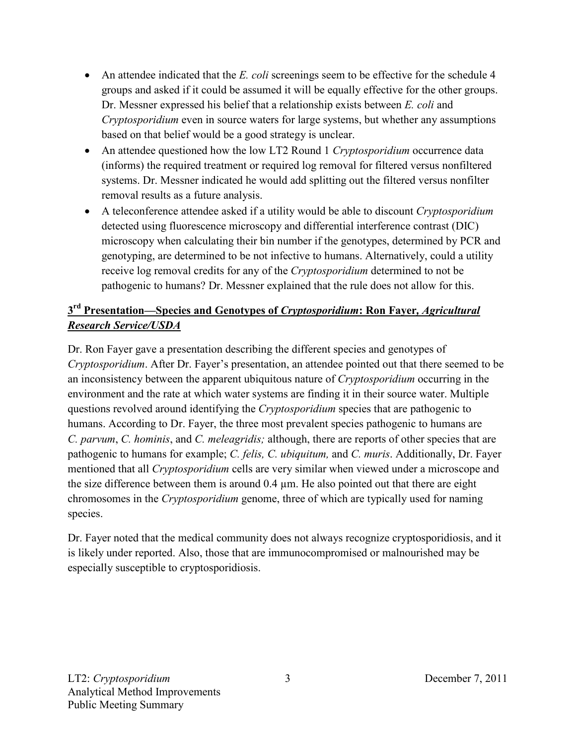- An attendee indicated that the *E. coli* screenings seem to be effective for the schedule 4 groups and asked if it could be assumed it will be equally effective for the other groups. Dr. Messner expressed his belief that a relationship exists between *E. coli* and *Cryptosporidium* even in source waters for large systems, but whether any assumptions based on that belief would be a good strategy is unclear.
- An attendee questioned how the low LT2 Round 1 *Cryptosporidium* occurrence data (informs) the required treatment or required log removal for filtered versus nonfiltered systems. Dr. Messner indicated he would add splitting out the filtered versus nonfilter removal results as a future analysis.
- A teleconference attendee asked if a utility would be able to discount *Cryptosporidium* detected using fluorescence microscopy and differential interference contrast (DIC) microscopy when calculating their bin number if the genotypes, determined by PCR and genotyping, are determined to be not infective to humans. Alternatively, could a utility receive log removal credits for any of the *Cryptosporidium* determined to not be pathogenic to humans? Dr. Messner explained that the rule does not allow for this.

## 3rd Presentation—Species and Genotypes of *Cryptosporidium*: Ron Fayer, *Agricultural Research Service/USDA*

Dr. Ron Fayer gave a presentation describing the different species and genotypes of *Cryptosporidium*. After Dr. Fayer's presentation, an attendee pointed out that there seemed to be an inconsistency between the apparent ubiquitous nature of *Cryptosporidium* occurring in the environment and the rate at which water systems are finding it in their source water. Multiple questions revolved around identifying the *Cryptosporidium* species that are pathogenic to humans. According to Dr. Fayer, the three most prevalent species pathogenic to humans are *C. parvum*, *C. hominis*, and *C. meleagridis;* although, there are reports of other species that are pathogenic to humans for example; *C. felis, C. ubiquitum,* and *C. muris*. Additionally, Dr. Fayer mentioned that all *Cryptosporidium* cells are very similar when viewed under a microscope and the size difference between them is around 0.4 µm. He also pointed out that there are eight chromosomes in the *Cryptosporidium* genome, three of which are typically used for naming species.

Dr. Fayer noted that the medical community does not always recognize cryptosporidiosis, and it is likely under reported. Also, those that are immunocompromised or malnourished may be especially susceptible to cryptosporidiosis.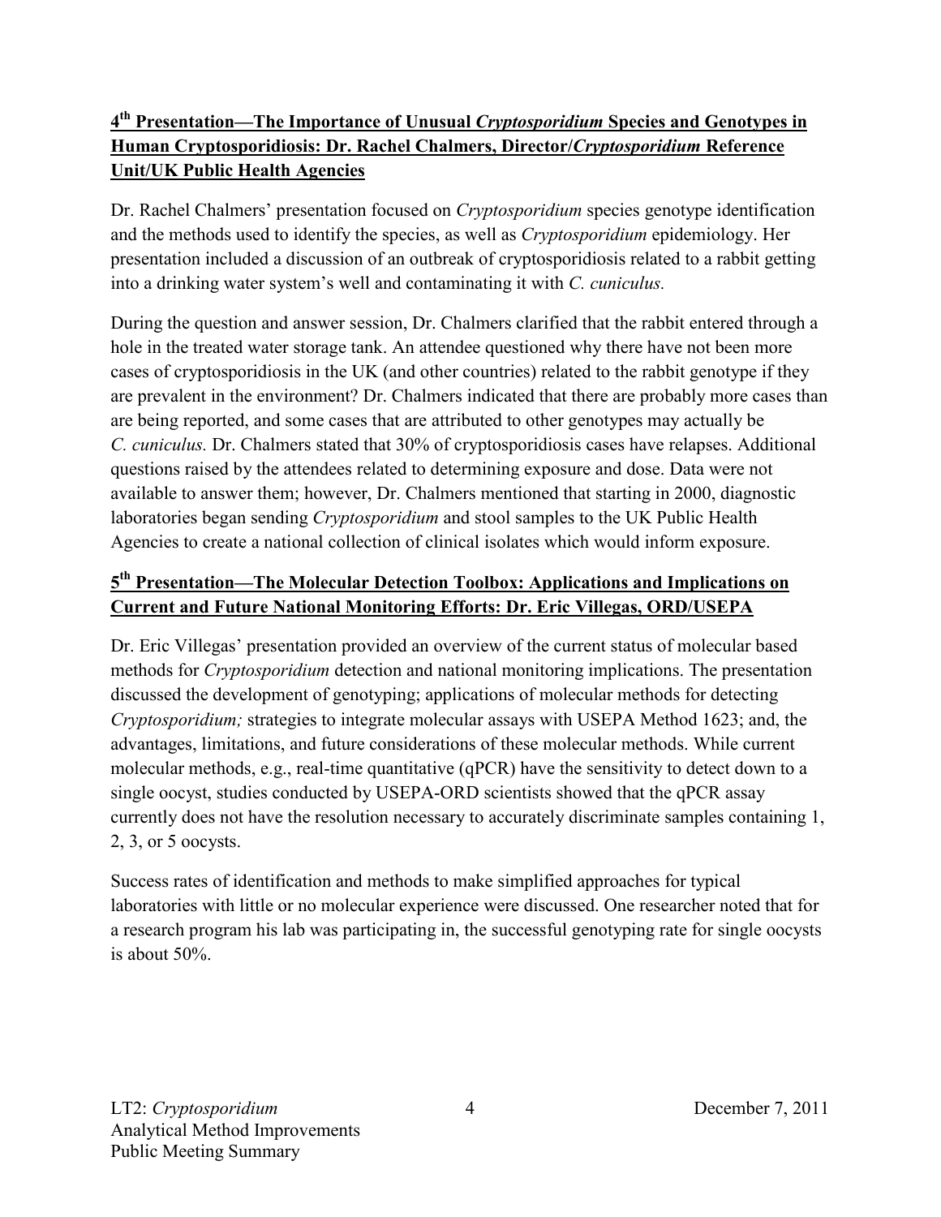### 4th Presentation—The Importance of Unusual *Cryptosporidium* Species and Genotypes in Human Cryptosporidiosis: Dr. Rachel Chalmers, Director/*Cryptosporidium* Reference Unit/UK Public Health Agencies

Dr. Rachel Chalmers' presentation focused on *Cryptosporidium* species genotype identification and the methods used to identify the species, as well as *Cryptosporidium* epidemiology. Her presentation included a discussion of an outbreak of cryptosporidiosis related to a rabbit getting into a drinking water system's well and contaminating it with *C. cuniculus.*

During the question and answer session, Dr. Chalmers clarified that the rabbit entered through a hole in the treated water storage tank. An attendee questioned why there have not been more cases of cryptosporidiosis in the UK (and other countries) related to the rabbit genotype if they are prevalent in the environment? Dr. Chalmers indicated that there are probably more cases than are being reported, and some cases that are attributed to other genotypes may actually be *C. cuniculus.* Dr. Chalmers stated that 30% of cryptosporidiosis cases have relapses. Additional questions raised by the attendees related to determining exposure and dose. Data were not available to answer them; however, Dr. Chalmers mentioned that starting in 2000, diagnostic laboratories began sending *Cryptosporidium* and stool samples to the UK Public Health Agencies to create a national collection of clinical isolates which would inform exposure.

### 5th Presentation—The Molecular Detection Toolbox: Applications and Implications on Current and Future National Monitoring Efforts: Dr. Eric Villegas, ORD/USEPA

Dr. Eric Villegas' presentation provided an overview of the current status of molecular based methods for *Cryptosporidium* detection and national monitoring implications. The presentation discussed the development of genotyping; applications of molecular methods for detecting *Cryptosporidium;* strategies to integrate molecular assays with USEPA Method 1623; and, the advantages, limitations, and future considerations of these molecular methods. While current molecular methods, e.g., real-time quantitative (qPCR) have the sensitivity to detect down to a single oocyst, studies conducted by USEPA-ORD scientists showed that the qPCR assay currently does not have the resolution necessary to accurately discriminate samples containing 1, 2, 3, or 5 oocysts.

Success rates of identification and methods to make simplified approaches for typical laboratories with little or no molecular experience were discussed. One researcher noted that for a research program his lab was participating in, the successful genotyping rate for single oocysts is about 50%.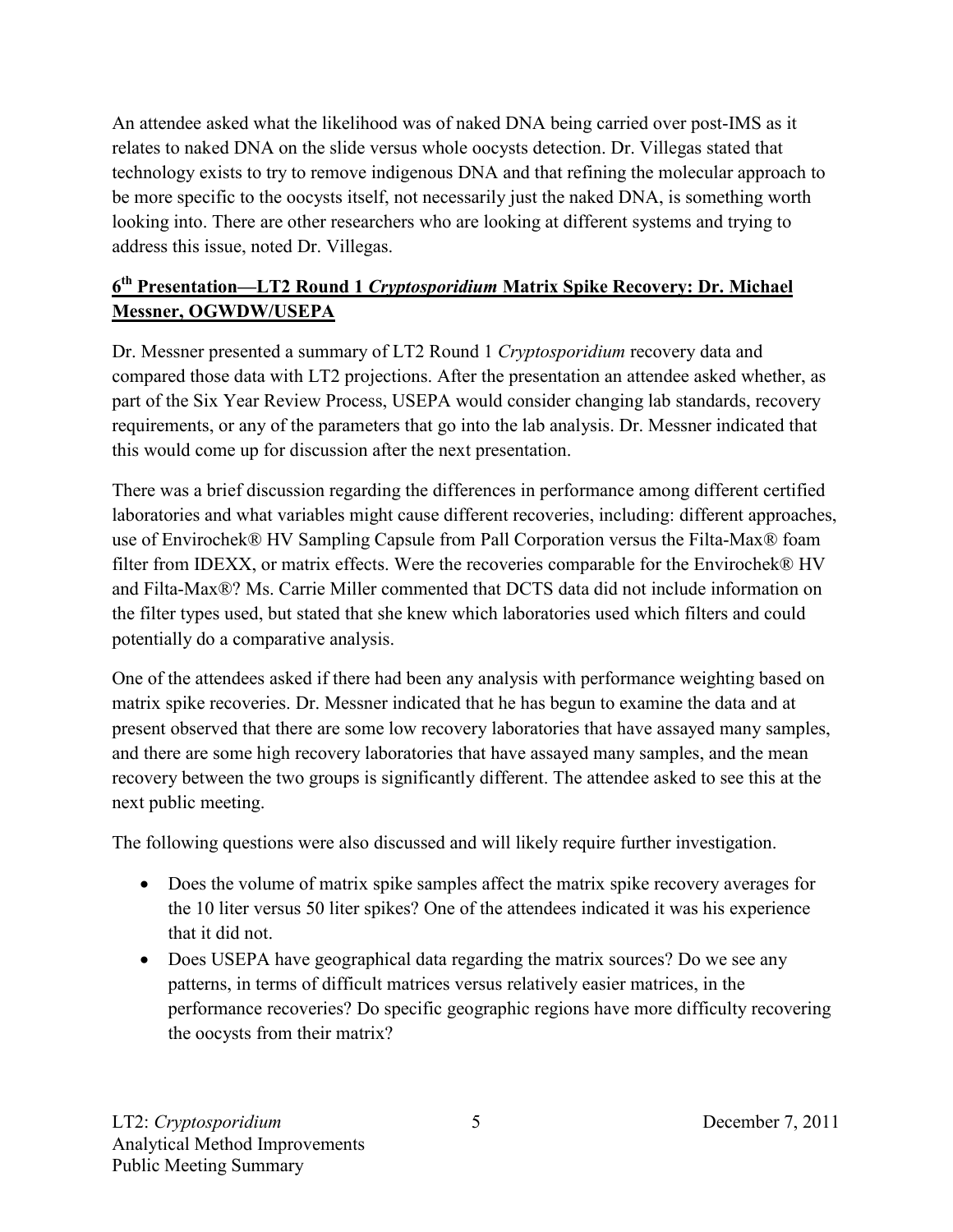An attendee asked what the likelihood was of naked DNA being carried over post-IMS as it relates to naked DNA on the slide versus whole oocysts detection. Dr. Villegas stated that technology exists to try to remove indigenous DNA and that refining the molecular approach to be more specific to the oocysts itself, not necessarily just the naked DNA, is something worth looking into. There are other researchers who are looking at different systems and trying to address this issue, noted Dr. Villegas.

## 6th Presentation—LT2 Round 1 *Cryptosporidium* Matrix Spike Recovery: Dr. Michael Messner, OGWDW/USEPA

Dr. Messner presented a summary of LT2 Round 1 *Cryptosporidium* recovery data and compared those data with LT2 projections. After the presentation an attendee asked whether, as part of the Six Year Review Process, USEPA would consider changing lab standards, recovery requirements, or any of the parameters that go into the lab analysis. Dr. Messner indicated that this would come up for discussion after the next presentation.

There was a brief discussion regarding the differences in performance among different certified laboratories and what variables might cause different recoveries, including: different approaches, use of Envirochek® HV Sampling Capsule from Pall Corporation versus the Filta-Max® foam filter from IDEXX, or matrix effects. Were the recoveries comparable for the Envirochek® HV and Filta-Max®? Ms. Carrie Miller commented that DCTS data did not include information on the filter types used, but stated that she knew which laboratories used which filters and could potentially do a comparative analysis.

One of the attendees asked if there had been any analysis with performance weighting based on matrix spike recoveries. Dr. Messner indicated that he has begun to examine the data and at present observed that there are some low recovery laboratories that have assayed many samples, and there are some high recovery laboratories that have assayed many samples, and the mean recovery between the two groups is significantly different. The attendee asked to see this at the next public meeting.

The following questions were also discussed and will likely require further investigation.

- Does the volume of matrix spike samples affect the matrix spike recovery averages for the 10 liter versus 50 liter spikes? One of the attendees indicated it was his experience that it did not.
- Does USEPA have geographical data regarding the matrix sources? Do we see any patterns, in terms of difficult matrices versus relatively easier matrices, in the performance recoveries? Do specific geographic regions have more difficulty recovering the oocysts from their matrix?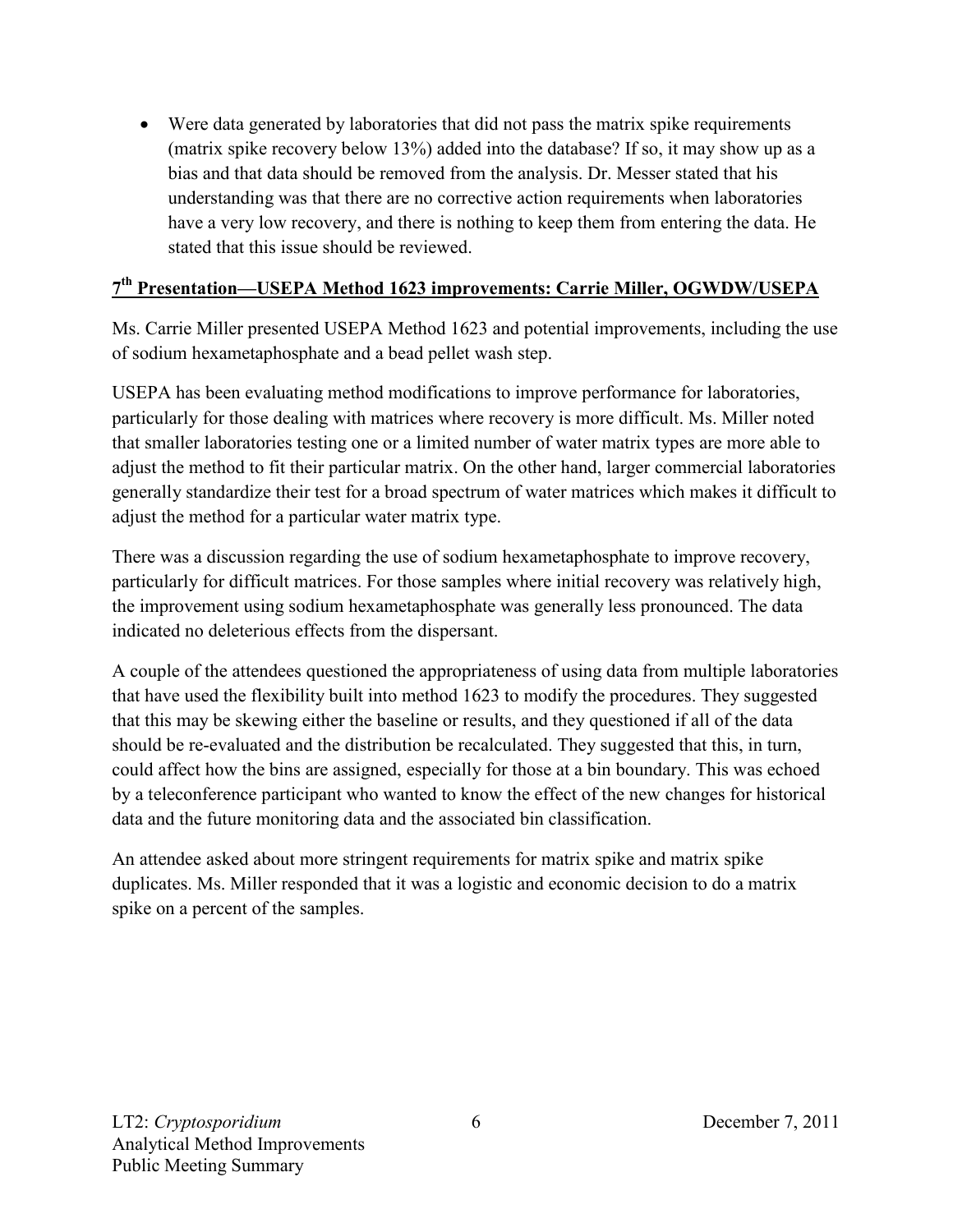- Were data generated by laboratories that did not pass the matrix spike requirements (matrix spike recovery below 13%) added into the database? If so, it may show up as a bias and that data should be removed from the analysis. Dr. Messer stated that his understanding was that there are no corrective action requirements when laboratories have a very low recovery, and there is nothing to keep them from entering the data. He stated that this issue should be reviewed.

## 7th Presentation—USEPA Method 1623 improvements: Carrie Miller, OGWDW/USEPA

Ms. Carrie Miller presented USEPA Method 1623 and potential improvements, including the use of sodium hexametaphosphate and a bead pellet wash step.

USEPA has been evaluating method modifications to improve performance for laboratories, particularly for those dealing with matrices where recovery is more difficult. Ms. Miller noted that smaller laboratories testing one or a limited number of water matrix types are more able to adjust the method to fit their particular matrix. On the other hand, larger commercial laboratories generally standardize their test for a broad spectrum of water matrices which makes it difficult to adjust the method for a particular water matrix type.

There was a discussion regarding the use of sodium hexametaphosphate to improve recovery, particularly for difficult matrices. For those samples where initial recovery was relatively high, the improvement using sodium hexametaphosphate was generally less pronounced. The data indicated no deleterious effects from the dispersant.

A couple of the attendees questioned the appropriateness of using data from multiple laboratories that have used the flexibility built into method 1623 to modify the procedures. They suggested that this may be skewing either the baseline or results, and they questioned if all of the data should be re-evaluated and the distribution be recalculated. They suggested that this, in turn, could affect how the bins are assigned, especially for those at a bin boundary. This was echoed by a teleconference participant who wanted to know the effect of the new changes for historical data and the future monitoring data and the associated bin classification.

An attendee asked about more stringent requirements for matrix spike and matrix spike duplicates. Ms. Miller responded that it was a logistic and economic decision to do a matrix spike on a percent of the samples.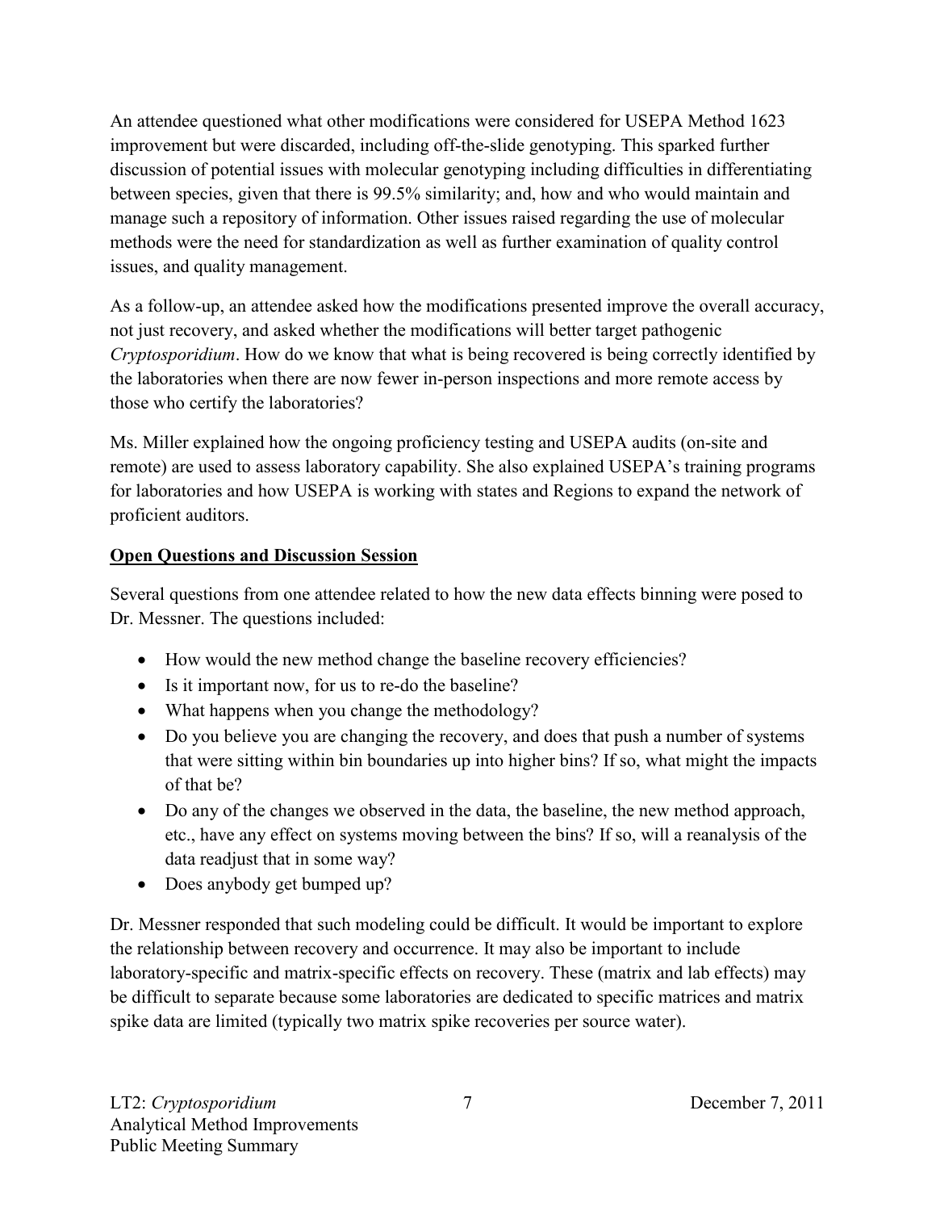An attendee questioned what other modifications were considered for USEPA Method 1623 improvement but were discarded, including off-the-slide genotyping. This sparked further discussion of potential issues with molecular genotyping including difficulties in differentiating between species, given that there is 99.5% similarity; and, how and who would maintain and manage such a repository of information. Other issues raised regarding the use of molecular methods were the need for standardization as well as further examination of quality control issues, and quality management.

As a follow-up, an attendee asked how the modifications presented improve the overall accuracy, not just recovery, and asked whether the modifications will better target pathogenic *Cryptosporidium*. How do we know that what is being recovered is being correctly identified by the laboratories when there are now fewer in-person inspections and more remote access by those who certify the laboratories?

Ms. Miller explained how the ongoing proficiency testing and USEPA audits (on-site and remote) are used to assess laboratory capability. She also explained USEPA's training programs for laboratories and how USEPA is working with states and Regions to expand the network of proficient auditors.

**Open Questions and Discussion Session**

Several questions from one attendee related to how the new data effects binning were posed to Dr. Messner. The questions included:

- How would the new method change the baseline recovery efficiencies?
- Is it important now, for us to re-do the baseline?
- What happens when you change the methodology?
- Do you believe you are changing the recovery, and does that push a number of systems that were sitting within bin boundaries up into higher bins? If so, what might the impacts of that be?
- Do any of the changes we observed in the data, the baseline, the new method approach, etc., have any effect on systems moving between the bins? If so, will a reanalysis of the data readjust that in some way?
- Does anybody get bumped up?

Dr. Messner responded that such modeling could be difficult. It would be important to explore the relationship between recovery and occurrence. It may also be important to include laboratory-specific and matrix-specific effects on recovery. These (matrix and lab effects) may be difficult to separate because some laboratories are dedicated to specific matrices and matrix spike data are limited (typically two matrix spike recoveries per source water).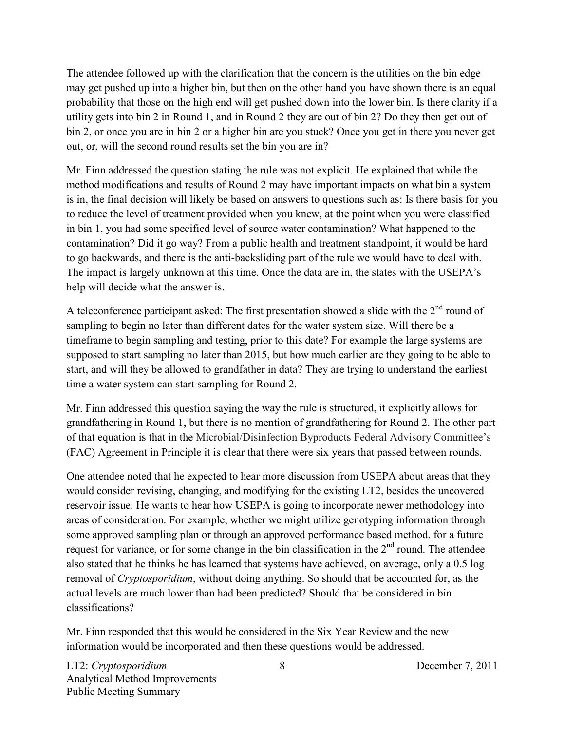The attendee followed up with the clarification that the concern is the utilities on the bin edge may get pushed up into a higher bin, but then on the other hand you have shown there is an equal probability that those on the high end will get pushed down into the lower bin. Is there clarity if a utility gets into bin 2 in Round 1, and in Round 2 they are out of bin 2? Do they then get out of bin 2, or once you are in bin 2 or a higher bin are you stuck? Once you get in there you never get out, or, will the second round results set the bin you are in?

Mr. Finn addressed the question stating the rule was not explicit. He explained that while the method modifications and results of Round 2 may have important impacts on what bin a system is in, the final decision will likely be based on answers to questions such as: Is there basis for you to reduce the level of treatment provided when you knew, at the point when you were classified in bin 1, you had some specified level of source water contamination? What happened to the contamination? Did it go way? From a public health and treatment standpoint, it would be hard to go backwards, and there is the anti-backsliding part of the rule we would have to deal with. The impact is largely unknown at this time. Once the data are in, the states with the USEPA's help will decide what the answer is.

A teleconference participant asked: The first presentation showed a slide with the 2nd round of sampling to begin no later than different dates for the water system size. Will there be a timeframe to begin sampling and testing, prior to this date? For example the large systems are supposed to start sampling no later than 2015, but how much earlier are they going to be able to start, and will they be allowed to grandfather in data? They are trying to understand the earliest time a water system can start sampling for Round 2.

Mr. Finn addressed this question saying the way the rule is structured, it explicitly allows for grandfathering in Round 1, but there is no mention of grandfathering for Round 2. The other part of that equation is that in the Microbial/Disinfection Byproducts Federal Advisory Committee's (FAC) Agreement in Principle it is clear that there were six years that passed between rounds.

One attendee noted that he expected to hear more discussion from USEPA about areas that they would consider revising, changing, and modifying for the existing LT2, besides the uncovered reservoir issue. He wants to hear how USEPA is going to incorporate newer methodology into areas of consideration. For example, whether we might utilize genotyping information through some approved sampling plan or through an approved performance based method, for a future request for variance, or for some change in the bin classification in the 2nd round. The attendee also stated that he thinks he has learned that systems have achieved, on average, only a 0.5 log removal of *Cryptosporidium*, without doing anything. So should that be accounted for, as the actual levels are much lower than had been predicted? Should that be considered in bin classifications?

Mr. Finn responded that this would be considered in the Six Year Review and the new information would be incorporated and then these questions would be addressed.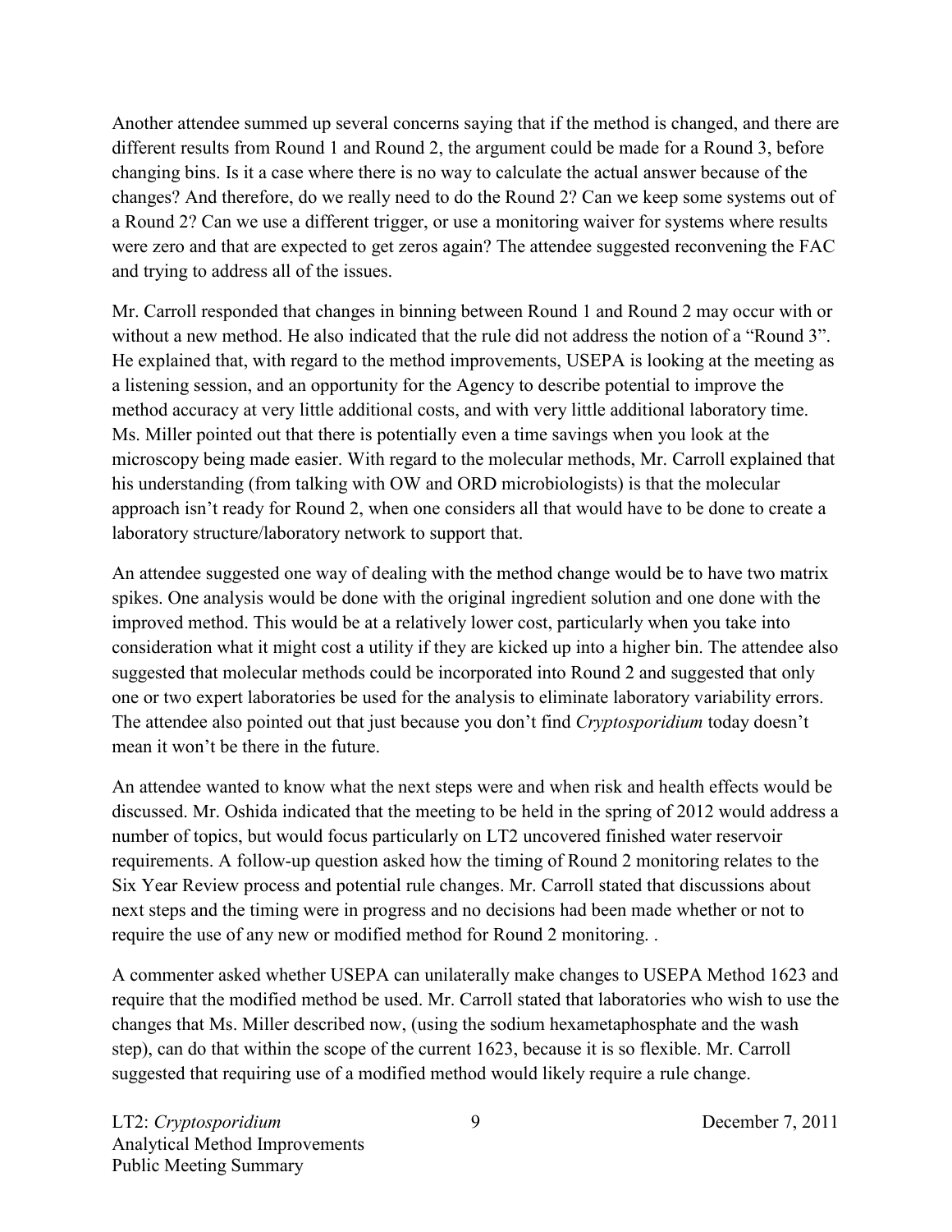Another attendee summed up several concerns saying that if the method is changed, and there are different results from Round 1 and Round 2, the argument could be made for a Round 3, before changing bins. Is it a case where there is no way to calculate the actual answer because of the changes? And therefore, do we really need to do the Round 2? Can we keep some systems out of a Round 2? Can we use a different trigger, or use a monitoring waiver for systems where results were zero and that are expected to get zeros again? The attendee suggested reconvening the FAC and trying to address all of the issues.

Mr. Carroll responded that changes in binning between Round 1 and Round 2 may occur with or without a new method. He also indicated that the rule did not address the notion of a "Round 3". He explained that, with regard to the method improvements, USEPA is looking at the meeting as a listening session, and an opportunity for the Agency to describe potential to improve the method accuracy at very little additional costs, and with very little additional laboratory time. Ms. Miller pointed out that there is potentially even a time savings when you look at the microscopy being made easier. With regard to the molecular methods, Mr. Carroll explained that his understanding (from talking with OW and ORD microbiologists) is that the molecular approach isn't ready for Round 2, when one considers all that would have to be done to create a laboratory structure/laboratory network to support that.

An attendee suggested one way of dealing with the method change would be to have two matrix spikes. One analysis would be done with the original ingredient solution and one done with the improved method. This would be at a relatively lower cost, particularly when you take into consideration what it might cost a utility if they are kicked up into a higher bin. The attendee also suggested that molecular methods could be incorporated into Round 2 and suggested that only one or two expert laboratories be used for the analysis to eliminate laboratory variability errors. The attendee also pointed out that just because you don't find *Cryptosporidium* today doesn't mean it won't be there in the future.

An attendee wanted to know what the next steps were and when risk and health effects would be discussed. Mr. Oshida indicated that the meeting to be held in the spring of 2012 would address a number of topics, but would focus particularly on LT2 uncovered finished water reservoir requirements. A follow-up question asked how the timing of Round 2 monitoring relates to the Six Year Review process and potential rule changes. Mr. Carroll stated that discussions about next steps and the timing were in progress and no decisions had been made whether or not to require the use of any new or modified method for Round 2 monitoring. .

A commenter asked whether USEPA can unilaterally make changes to USEPA Method 1623 and require that the modified method be used. Mr. Carroll stated that laboratories who wish to use the changes that Ms. Miller described now, (using the sodium hexametaphosphate and the wash step), can do that within the scope of the current 1623, because it is so flexible. Mr. Carroll suggested that requiring use of a modified method would likely require a rule change.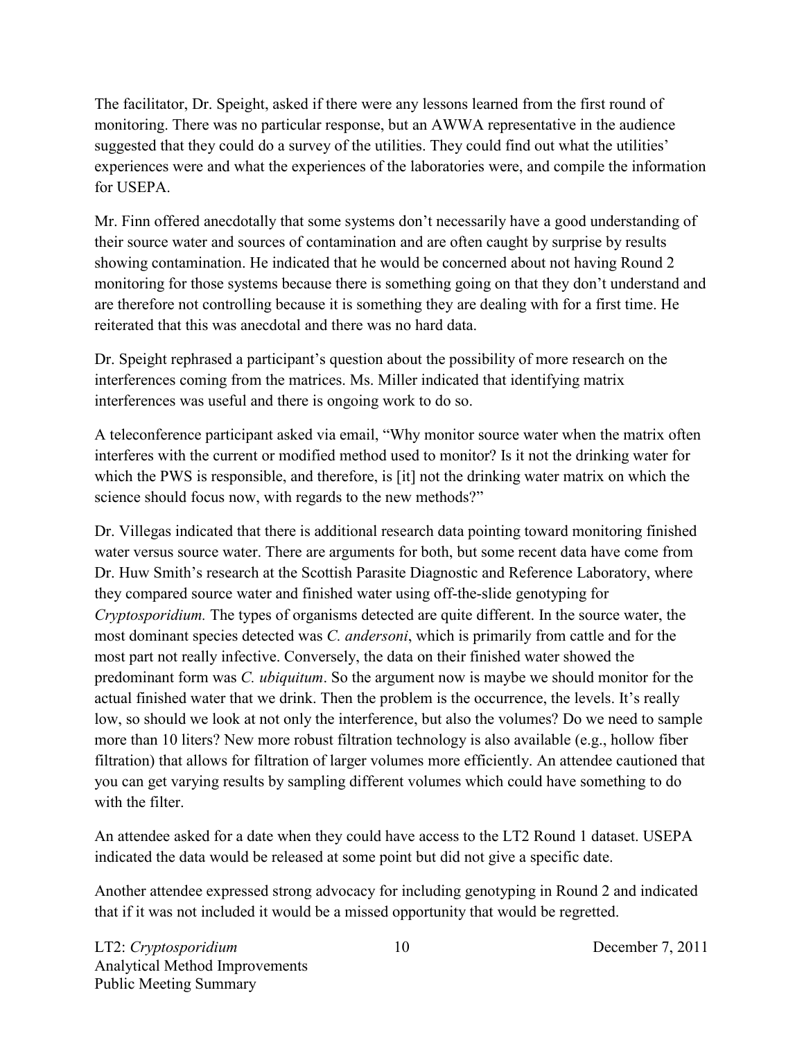The facilitator, Dr. Speight, asked if there were any lessons learned from the first round of monitoring. There was no particular response, but an AWWA representative in the audience suggested that they could do a survey of the utilities. They could find out what the utilities' experiences were and what the experiences of the laboratories were, and compile the information for USEPA.

Mr. Finn offered anecdotally that some systems don't necessarily have a good understanding of their source water and sources of contamination and are often caught by surprise by results showing contamination. He indicated that he would be concerned about not having Round 2 monitoring for those systems because there is something going on that they don't understand and are therefore not controlling because it is something they are dealing with for a first time. He reiterated that this was anecdotal and there was no hard data.

Dr. Speight rephrased a participant's question about the possibility of more research on the interferences coming from the matrices. Ms. Miller indicated that identifying matrix interferences was useful and there is ongoing work to do so.

A teleconference participant asked via email, "Why monitor source water when the matrix often interferes with the current or modified method used to monitor? Is it not the drinking water for which the PWS is responsible, and therefore, is [it] not the drinking water matrix on which the science should focus now, with regards to the new methods?"

Dr. Villegas indicated that there is additional research data pointing toward monitoring finished water versus source water. There are arguments for both, but some recent data have come from Dr. Huw Smith's research at the Scottish Parasite Diagnostic and Reference Laboratory, where they compared source water and finished water using off-the-slide genotyping for *Cryptosporidium.* The types of organisms detected are quite different. In the source water, the most dominant species detected was *C. andersoni*, which is primarily from cattle and for the most part not really infective. Conversely, the data on their finished water showed the predominant form was *C. ubiquitum*. So the argument now is maybe we should monitor for the actual finished water that we drink. Then the problem is the occurrence, the levels. It's really low, so should we look at not only the interference, but also the volumes? Do we need to sample more than 10 liters? New more robust filtration technology is also available (e.g., hollow fiber filtration) that allows for filtration of larger volumes more efficiently. An attendee cautioned that you can get varying results by sampling different volumes which could have something to do with the filter.

An attendee asked for a date when they could have access to the LT2 Round 1 dataset. USEPA indicated the data would be released at some point but did not give a specific date.

Another attendee expressed strong advocacy for including genotyping in Round 2 and indicated that if it was not included it would be a missed opportunity that would be regretted.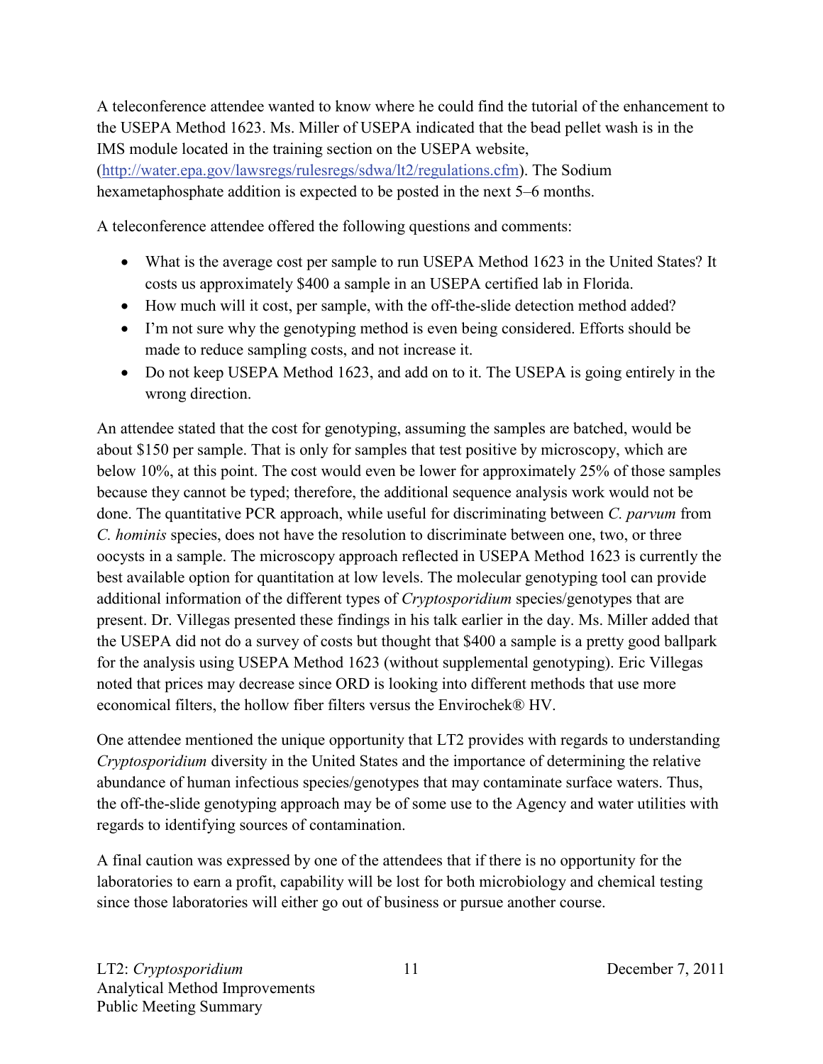A teleconference attendee wanted to know where he could find the tutorial of the enhancement to the USEPA Method 1623. Ms. Miller of USEPA indicated that the bead pellet wash is in the IMS module located in the training section on the USEPA website, (http://water.epa.gov/lawsregs/rulesregs/sdwa/lt2/regulations.cfm). The Sodium hexametaphosphate addition is expected to be posted in the next 5–6 months.

A teleconference attendee offered the following questions and comments:

- What is the average cost per sample to run USEPA Method 1623 in the United States? It costs us approximately $400 a sample in an USEPA certified lab in Florida.
- How much will it cost, per sample, with the off-the-slide detection method added?
- I'm not sure why the genotyping method is even being considered. Efforts should be made to reduce sampling costs, and not increase it.
- Do not keep USEPA Method 1623, and add on to it. The USEPA is going entirely in the wrong direction.

An attendee stated that the cost for genotyping, assuming the samples are batched, would be about $150 per sample. That is only for samples that test positive by microscopy, which are below 10%, at this point. The cost would even be lower for approximately 25% of those samples because they cannot be typed; therefore, the additional sequence analysis work would not be done. The quantitative PCR approach, while useful for discriminating between *C. parvum* from *C. hominis* species, does not have the resolution to discriminate between one, two, or three oocysts in a sample. The microscopy approach reflected in USEPA Method 1623 is currently the best available option for quantitation at low levels. The molecular genotyping tool can provide additional information of the different types of *Cryptosporidium* species/genotypes that are present. Dr. Villegas presented these findings in his talk earlier in the day. Ms. Miller added that the USEPA did not do a survey of costs but thought that $400 a sample is a pretty good ballpark for the analysis using USEPA Method 1623 (without supplemental genotyping). Eric Villegas noted that prices may decrease since ORD is looking into different methods that use more economical filters, the hollow fiber filters versus the Envirochek® HV.

One attendee mentioned the unique opportunity that LT2 provides with regards to understanding *Cryptosporidium* diversity in the United States and the importance of determining the relative abundance of human infectious species/genotypes that may contaminate surface waters. Thus, the off-the-slide genotyping approach may be of some use to the Agency and water utilities with regards to identifying sources of contamination.

A final caution was expressed by one of the attendees that if there is no opportunity for the laboratories to earn a profit, capability will be lost for both microbiology and chemical testing since those laboratories will either go out of business or pursue another course.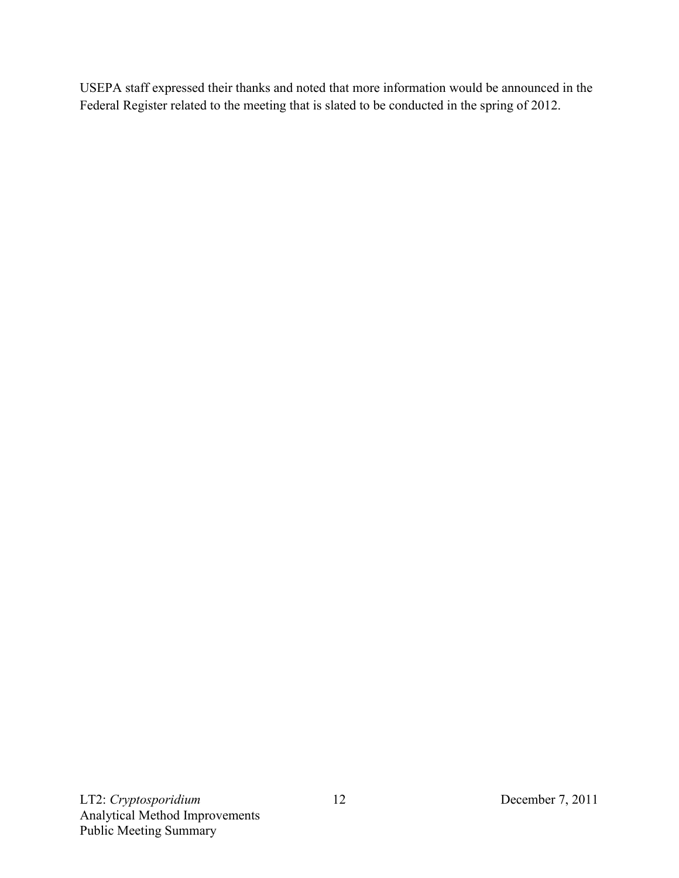USEPA staff expressed their thanks and noted that more information would be announced in the Federal Register related to the meeting that is slated to be conducted in the spring of 2012.